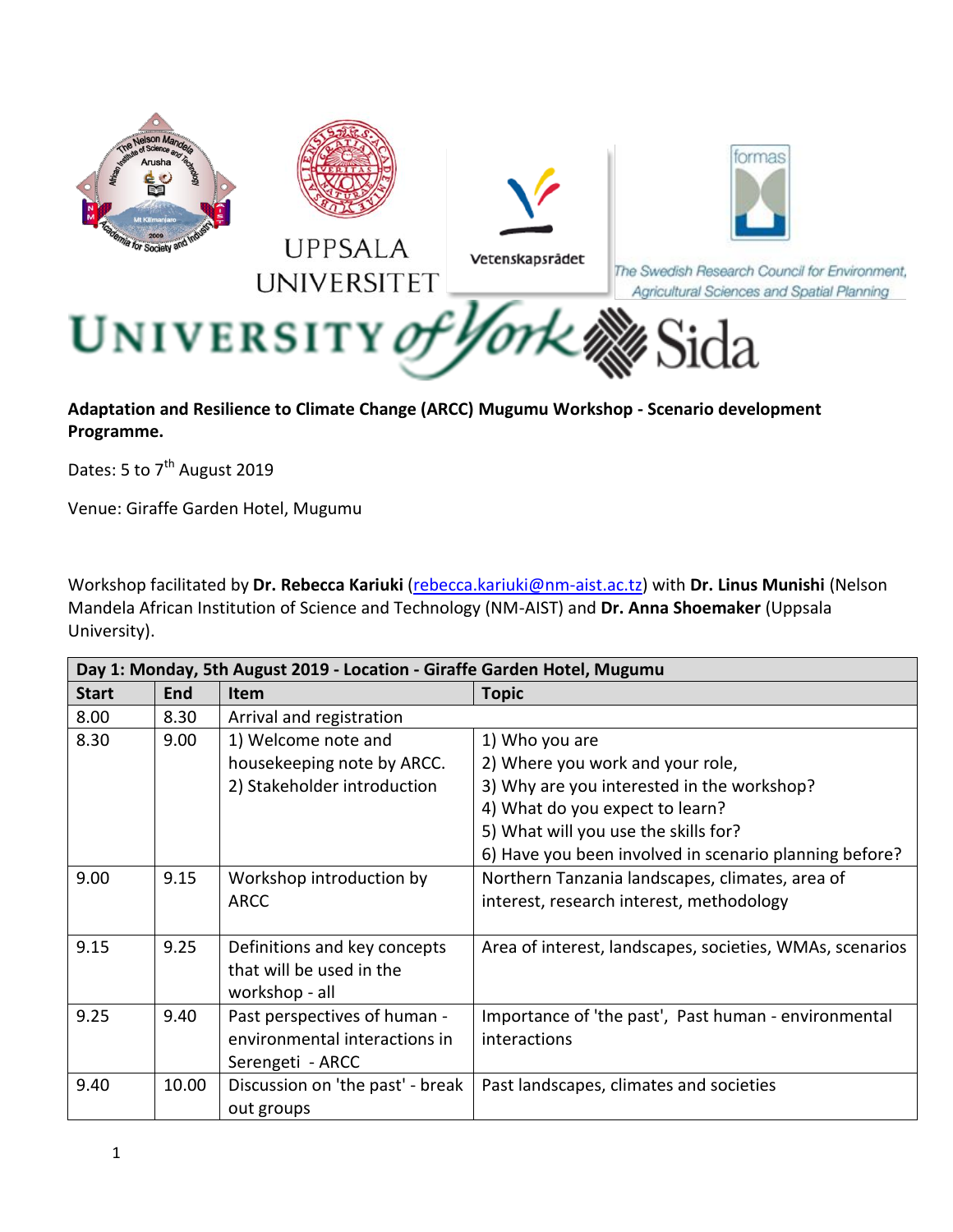**Adaptation and Resilience to Climate Change (ARCC) Mugumu Workshop - Scenario development Programme.**

Dates: 5 to 7th August 2019

Venue: Giraffe Garden Hotel, Mugumu

Workshop facilitated by **Dr. Rebecca Kariuki** (rebecca.kariuki@nm-aist.ac.tz) with **Dr. Linus Munishi** (Nelson Mandela African Institution of Science and Technology (NM-AIST) and **Dr. Anna Shoemaker** (Uppsala University).

| **Day 1: Monday, 5th August 2019 - Location - Giraffe Garden Hotel, Mugumu** | | | |
|---|---|---|---|
| **Start** | **End** | **Item** | **Topic** |
| 8.00 | 8.30 | Arrival and registration | |
| 8.30 | 9.00 | 1) Welcome note and housekeeping note by ARCC.<br>2) Stakeholder introduction | 1) Who you are<br>2) Where you work and your role,<br>3) Why are you interested in the workshop?<br>4) What do you expect to learn?<br>5) What will you use the skills for?<br>6) Have you been involved in scenario planning before? |
| 9.00 | 9.15 | Workshop introduction by ARCC | Northern Tanzania landscapes, climates, area of interest, research interest, methodology |
| 9.15 | 9.25 | Definitions and key concepts that will be used in the workshop - all | Area of interest, landscapes, societies, WMAs, scenarios |
| 9.25 | 9.40 | Past perspectives of human - environmental interactions in Serengeti - ARCC | Importance of 'the past', Past human - environmental interactions |
| 9.40 | 10.00 | Discussion on 'the past' - break out groups | Past landscapes, climates and societies |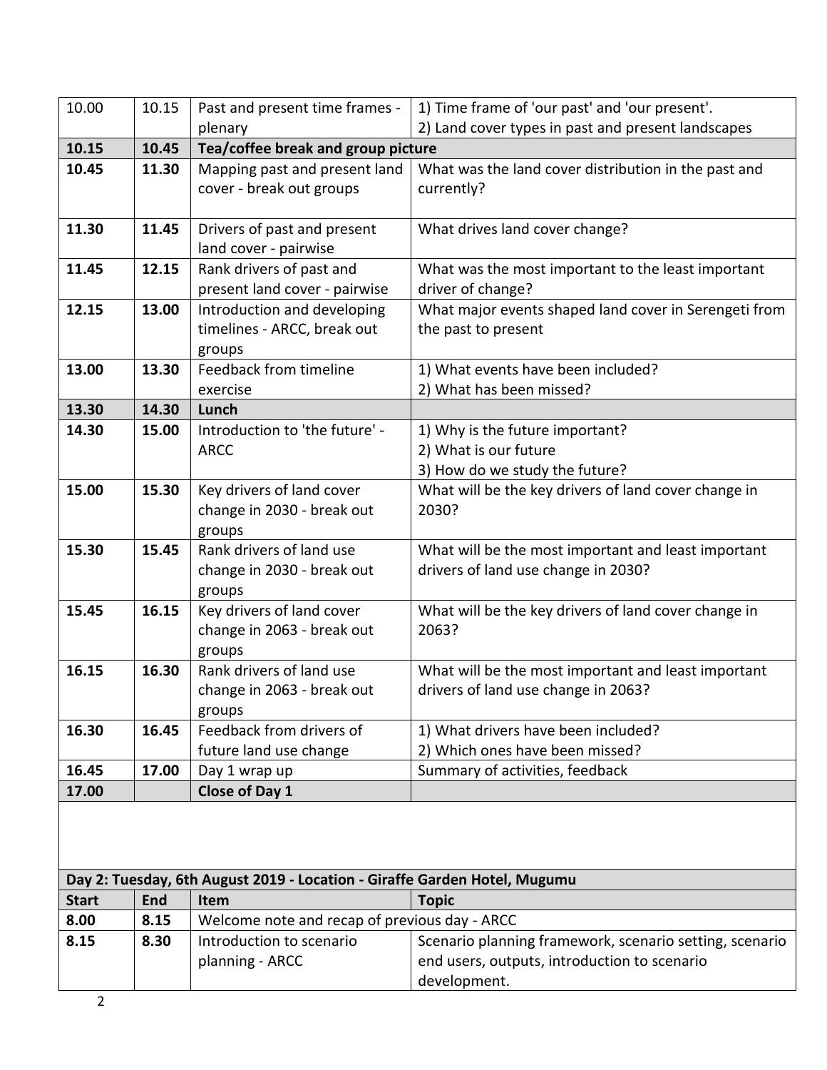| | | | |
|---|---|---|---|
| 10.00 | 10.15 | Past and present time frames - plenary | 1) Time frame of 'our past' and 'our present'.<br>2) Land cover types in past and present landscapes |
| **10.15** | **10.45** | **Tea/coffee break and group picture** | |
| **10.45** | **11.30** | Mapping past and present land cover - break out groups | What was the land cover distribution in the past and currently? |
| **11.30** | **11.45** | Drivers of past and present land cover - pairwise | What drives land cover change? |
| **11.45** | **12.15** | Rank drivers of past and present land cover - pairwise | What was the most important to the least important driver of change? |
| **12.15** | **13.00** | Introduction and developing timelines - ARCC, break out groups | What major events shaped land cover in Serengeti from the past to present |
| **13.00** | **13.30** | Feedback from timeline exercise | 1) What events have been included?<br>2) What has been missed? |
| **13.30** | **14.30** | **Lunch** | |
| **14.30** | **15.00** | Introduction to 'the future' - ARCC | 1) Why is the future important?<br>2) What is our future<br>3) How do we study the future? |
| **15.00** | **15.30** | Key drivers of land cover change in 2030 - break out groups | What will be the key drivers of land cover change in 2030? |
| **15.30** | **15.45** | Rank drivers of land use change in 2030 - break out groups | What will be the most important and least important drivers of land use change in 2030? |
| **15.45** | **16.15** | Key drivers of land cover change in 2063 - break out groups | What will be the key drivers of land cover change in 2063? |
| **16.15** | **16.30** | Rank drivers of land use change in 2063 - break out groups | What will be the most important and least important drivers of land use change in 2063? |
| **16.30** | **16.45** | Feedback from drivers of future land use change | 1) What drivers have been included?<br>2) Which ones have been missed? |
| **16.45** | **17.00** | Day 1 wrap up | Summary of activities, feedback |
| **17.00** | | **Close of Day 1** | |

**Day 2: Tuesday, 6th August 2019 - Location - Giraffe Garden Hotel, Mugumu**

| **Start** | **End** | **Item** | **Topic** |
|---|---|---|---|
| **8.00** | **8.15** | Welcome note and recap of previous day - ARCC | |
| **8.15** | **8.30** | Introduction to scenario planning - ARCC | Scenario planning framework, scenario setting, scenario end users, outputs, introduction to scenario development. |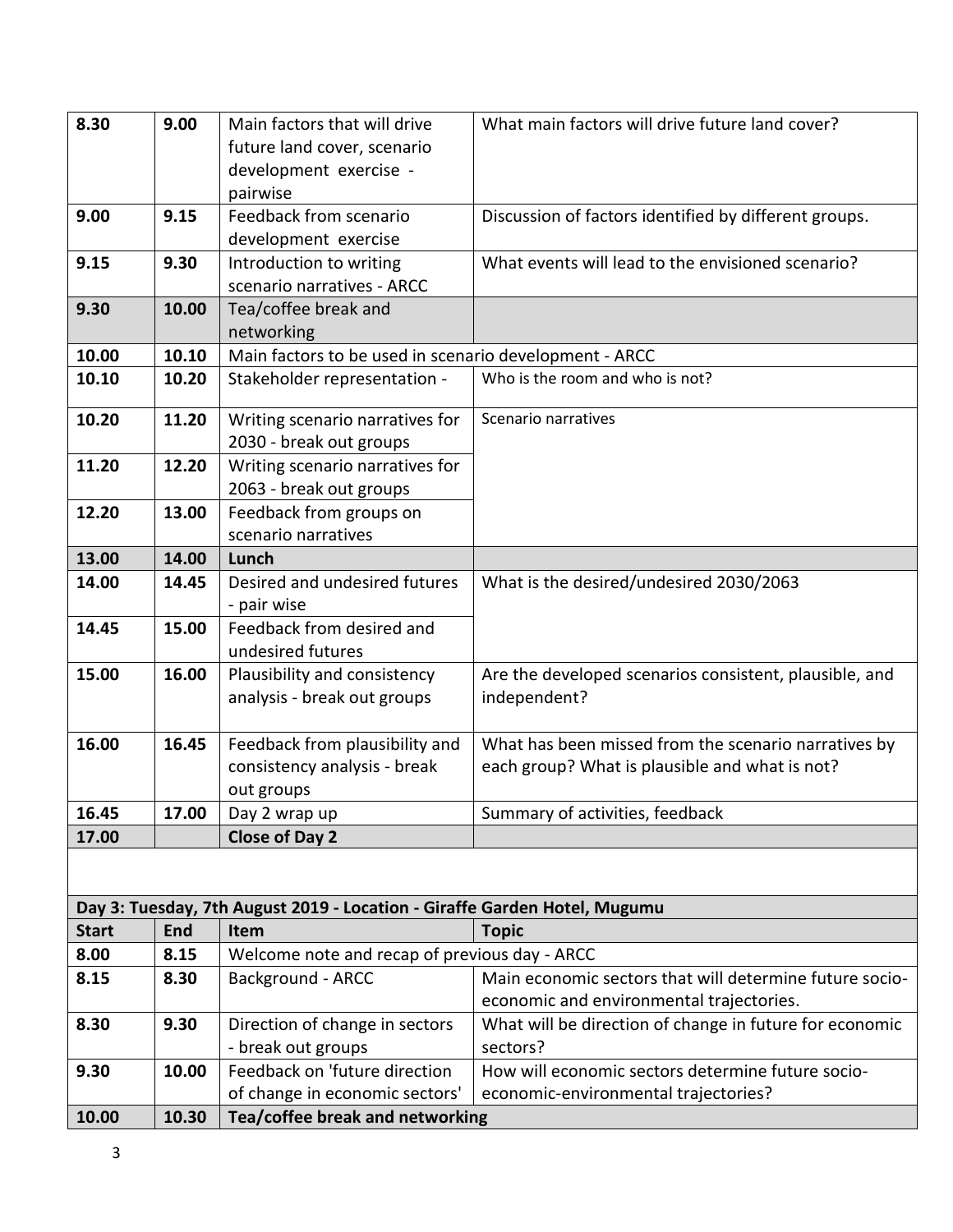| | | | |
|---|---|---|---|
| 8.30 | 9.00 | Main factors that will drive future land cover, scenario development exercise - pairwise | What main factors will drive future land cover? |
| 9.00 | 9.15 | Feedback from scenario development exercise | Discussion of factors identified by different groups. |
| 9.15 | 9.30 | Introduction to writing scenario narratives - ARCC | What events will lead to the envisioned scenario? |
| **9.30** | **10.00** | Tea/coffee break and networking | |
| **10.00** | **10.10** | Main factors to be used in scenario development - ARCC | |
| **10.10** | **10.20** | Stakeholder representation - | Who is the room and who is not? |
| **10.20** | **11.20** | Writing scenario narratives for 2030 - break out groups | Scenario narratives |
| **11.20** | **12.20** | Writing scenario narratives for 2063 - break out groups | |
| **12.20** | **13.00** | Feedback from groups on scenario narratives | |
| **13.00** | **14.00** | **Lunch** | |
| **14.00** | **14.45** | Desired and undesired futures - pair wise | What is the desired/undesired 2030/2063 |
| **14.45** | **15.00** | Feedback from desired and undesired futures | |
| **15.00** | **16.00** | Plausibility and consistency analysis - break out groups | Are the developed scenarios consistent, plausible, and independent? |
| **16.00** | **16.45** | Feedback from plausibility and consistency analysis - break out groups | What has been missed from the scenario narratives by each group? What is plausible and what is not? |
| **16.45** | **17.00** | Day 2 wrap up | Summary of activities, feedback |
| **17.00** | | **Close of Day 2** | |

| **Day 3: Tuesday, 7th August 2019 - Location - Giraffe Garden Hotel, Mugumu** | | | |
|---|---|---|---|
| **Start** | **End** | **Item** | **Topic** |
| **8.00** | **8.15** | Welcome note and recap of previous day - ARCC | |
| **8.15** | **8.30** | Background - ARCC | Main economic sectors that will determine future socio-economic and environmental trajectories. |
| **8.30** | **9.30** | Direction of change in sectors - break out groups | What will be direction of change in future for economic sectors? |
| **9.30** | **10.00** | Feedback on 'future direction of change in economic sectors' | How will economic sectors determine future socio-economic-environmental trajectories? |
| **10.00** | **10.30** | **Tea/coffee break and networking** | |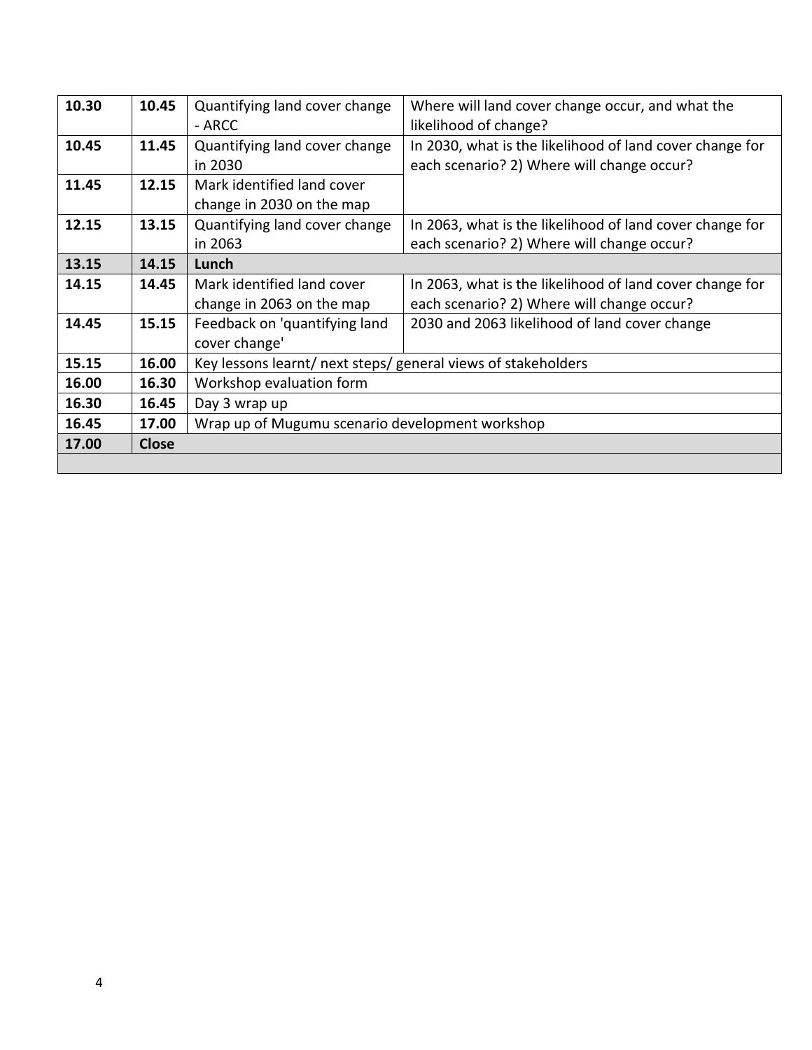| | | | |
|---|---|---|---|
| **10.30** | **10.45** | Quantifying land cover change - ARCC | Where will land cover change occur, and what the likelihood of change? |
| **10.45** | **11.45** | Quantifying land cover change in 2030 | In 2030, what is the likelihood of land cover change for each scenario? 2) Where will change occur? |
| **11.45** | **12.15** | Mark identified land cover change in 2030 on the map | |
| **12.15** | **13.15** | Quantifying land cover change in 2063 | In 2063, what is the likelihood of land cover change for each scenario? 2) Where will change occur? |
| **13.15** | **14.15** | **Lunch** | |
| **14.15** | **14.45** | Mark identified land cover change in 2063 on the map | In 2063, what is the likelihood of land cover change for each scenario? 2) Where will change occur? |
| **14.45** | **15.15** | Feedback on 'quantifying land cover change' | 2030 and 2063 likelihood of land cover change |
| **15.15** | **16.00** | Key lessons learnt/ next steps/ general views of stakeholders | |
| **16.00** | **16.30** | Workshop evaluation form | |
| **16.30** | **16.45** | Day 3 wrap up | |
| **16.45** | **17.00** | Wrap up of Mugumu scenario development workshop | |
| **17.00** | **Close** | | |